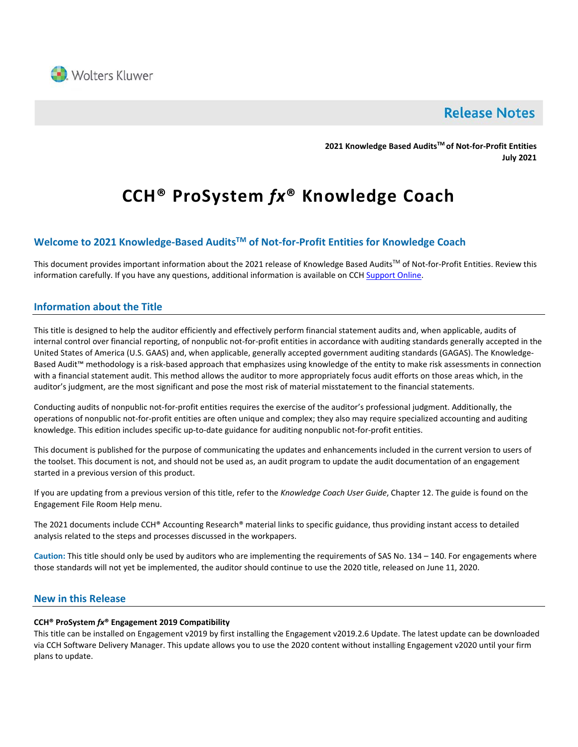Wolters Kluwer

# Release Notes

**2021 Knowledge Based Audits™ of Not-for-Profit Entities**
**July 2021**

# CCH® ProSystem *fx*® Knowledge Coach

## Welcome to 2021 Knowledge-Based Audits™ of Not-for-Profit Entities for Knowledge Coach

This document provides important information about the 2021 release of Knowledge Based Audits™ of Not-for-Profit Entities. Review this information carefully. If you have any questions, additional information is available on CCH Support Online.

## Information about the Title

This title is designed to help the auditor efficiently and effectively perform financial statement audits and, when applicable, audits of internal control over financial reporting, of nonpublic not-for-profit entities in accordance with auditing standards generally accepted in the United States of America (U.S. GAAS) and, when applicable, generally accepted government auditing standards (GAGAS). The Knowledge-Based Audit™ methodology is a risk-based approach that emphasizes using knowledge of the entity to make risk assessments in connection with a financial statement audit. This method allows the auditor to more appropriately focus audit efforts on those areas which, in the auditor's judgment, are the most significant and pose the most risk of material misstatement to the financial statements.

Conducting audits of nonpublic not-for-profit entities requires the exercise of the auditor's professional judgment. Additionally, the operations of nonpublic not-for-profit entities are often unique and complex; they also may require specialized accounting and auditing knowledge. This edition includes specific up-to-date guidance for auditing nonpublic not-for-profit entities.

This document is published for the purpose of communicating the updates and enhancements included in the current version to users of the toolset. This document is not, and should not be used as, an audit program to update the audit documentation of an engagement started in a previous version of this product.

If you are updating from a previous version of this title, refer to the *Knowledge Coach User Guide*, Chapter 12. The guide is found on the Engagement File Room Help menu.

The 2021 documents include CCH® Accounting Research® material links to specific guidance, thus providing instant access to detailed analysis related to the steps and processes discussed in the workpapers.

**Caution:** This title should only be used by auditors who are implementing the requirements of SAS No. 134 – 140. For engagements where those standards will not yet be implemented, the auditor should continue to use the 2020 title, released on June 11, 2020.

## New in this Release

**CCH® ProSystem *fx*® Engagement 2019 Compatibility**

This title can be installed on Engagement v2019 by first installing the Engagement v2019.2.6 Update. The latest update can be downloaded via CCH Software Delivery Manager. This update allows you to use the 2020 content without installing Engagement v2020 until your firm plans to update.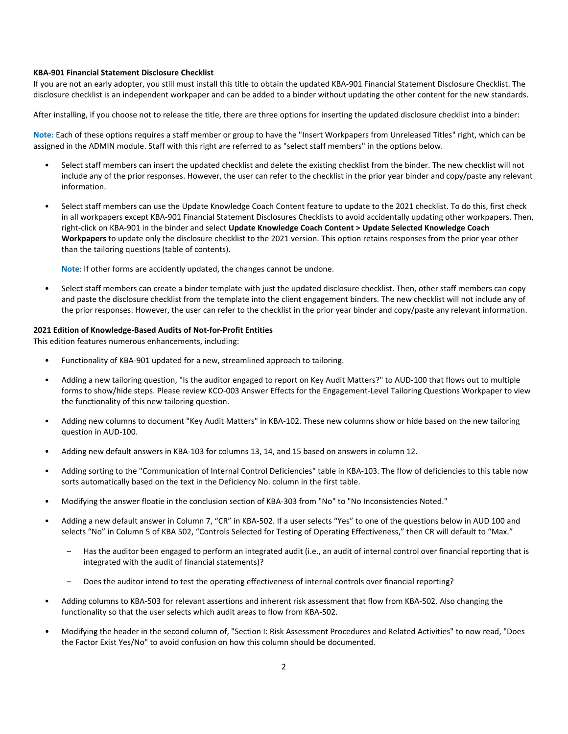**KBA-901 Financial Statement Disclosure Checklist**
If you are not an early adopter, you still must install this title to obtain the updated KBA-901 Financial Statement Disclosure Checklist. The disclosure checklist is an independent workpaper and can be added to a binder without updating the other content for the new standards.

After installing, if you choose not to release the title, there are three options for inserting the updated disclosure checklist into a binder:

**Note:** Each of these options requires a staff member or group to have the "Insert Workpapers from Unreleased Titles" right, which can be assigned in the ADMIN module. Staff with this right are referred to as "select staff members" in the options below.

- Select staff members can insert the updated checklist and delete the existing checklist from the binder. The new checklist will not include any of the prior responses. However, the user can refer to the checklist in the prior year binder and copy/paste any relevant information.
- Select staff members can use the Update Knowledge Coach Content feature to update to the 2021 checklist. To do this, first check in all workpapers except KBA-901 Financial Statement Disclosures Checklists to avoid accidentally updating other workpapers. Then, right-click on KBA-901 in the binder and select **Update Knowledge Coach Content > Update Selected Knowledge Coach Workpapers** to update only the disclosure checklist to the 2021 version. This option retains responses from the prior year other than the tailoring questions (table of contents).

  **Note**: If other forms are accidently updated, the changes cannot be undone.
- Select staff members can create a binder template with just the updated disclosure checklist. Then, other staff members can copy and paste the disclosure checklist from the template into the client engagement binders. The new checklist will not include any of the prior responses. However, the user can refer to the checklist in the prior year binder and copy/paste any relevant information.

**2021 Edition of Knowledge-Based Audits of Not-for-Profit Entities**
This edition features numerous enhancements, including:

- Functionality of KBA-901 updated for a new, streamlined approach to tailoring.
- Adding a new tailoring question, "Is the auditor engaged to report on Key Audit Matters?" to AUD-100 that flows out to multiple forms to show/hide steps. Please review KCO-003 Answer Effects for the Engagement-Level Tailoring Questions Workpaper to view the functionality of this new tailoring question.
- Adding new columns to document "Key Audit Matters" in KBA-102. These new columns show or hide based on the new tailoring question in AUD-100.
- Adding new default answers in KBA-103 for columns 13, 14, and 15 based on answers in column 12.
- Adding sorting to the "Communication of Internal Control Deficiencies" table in KBA-103. The flow of deficiencies to this table now sorts automatically based on the text in the Deficiency No. column in the first table.
- Modifying the answer floatie in the conclusion section of KBA-303 from "No" to "No Inconsistencies Noted."
- Adding a new default answer in Column 7, "CR" in KBA-502. If a user selects "Yes" to one of the questions below in AUD 100 and selects "No" in Column 5 of KBA 502, "Controls Selected for Testing of Operating Effectiveness," then CR will default to "Max."
  - Has the auditor been engaged to perform an integrated audit (i.e., an audit of internal control over financial reporting that is integrated with the audit of financial statements)?
  - Does the auditor intend to test the operating effectiveness of internal controls over financial reporting?
- Adding columns to KBA-503 for relevant assertions and inherent risk assessment that flow from KBA-502. Also changing the functionality so that the user selects which audit areas to flow from KBA-502.
- Modifying the header in the second column of, "Section I: Risk Assessment Procedures and Related Activities" to now read, "Does the Factor Exist Yes/No" to avoid confusion on how this column should be documented.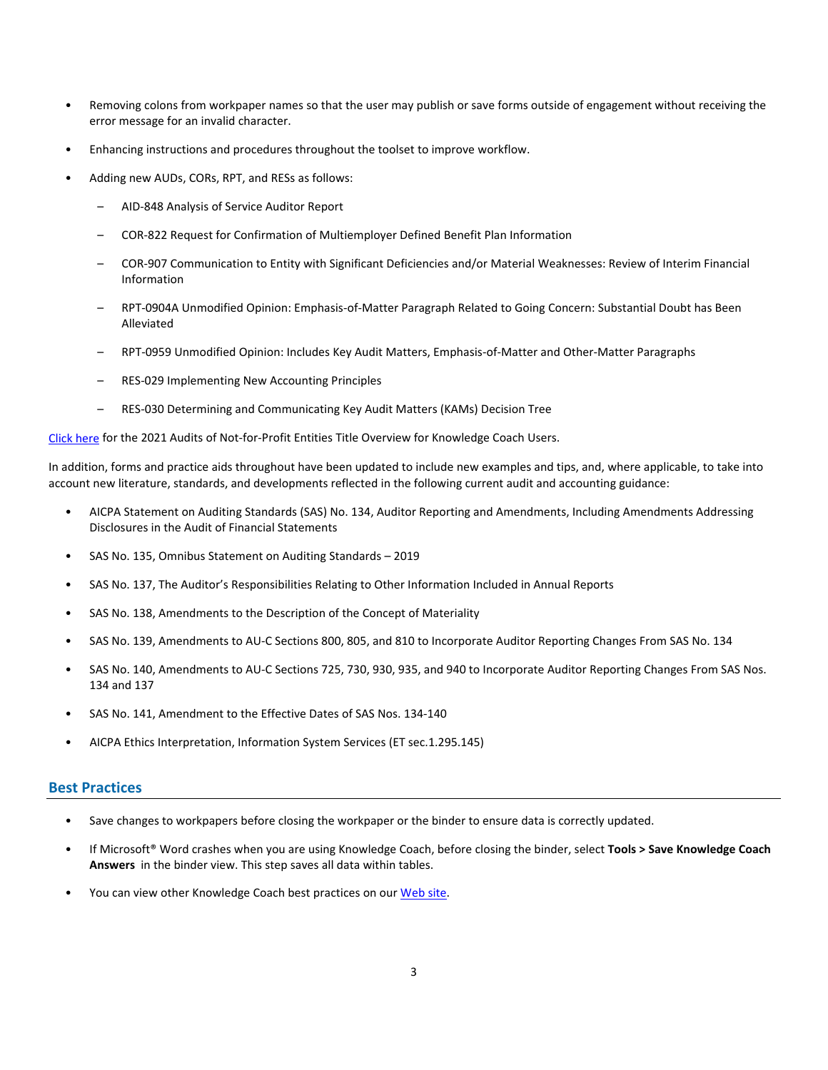- Removing colons from workpaper names so that the user may publish or save forms outside of engagement without receiving the error message for an invalid character.
- Enhancing instructions and procedures throughout the toolset to improve workflow.
- Adding new AUDs, CORs, RPT, and RESs as follows:
  - AID-848 Analysis of Service Auditor Report
  - COR-822 Request for Confirmation of Multiemployer Defined Benefit Plan Information
  - COR-907 Communication to Entity with Significant Deficiencies and/or Material Weaknesses: Review of Interim Financial Information
  - RPT-0904A Unmodified Opinion: Emphasis-of-Matter Paragraph Related to Going Concern: Substantial Doubt has Been Alleviated
  - RPT-0959 Unmodified Opinion: Includes Key Audit Matters, Emphasis-of-Matter and Other-Matter Paragraphs
  - RES-029 Implementing New Accounting Principles
  - RES-030 Determining and Communicating Key Audit Matters (KAMs) Decision Tree

[Click here] for the 2021 Audits of Not-for-Profit Entities Title Overview for Knowledge Coach Users.

In addition, forms and practice aids throughout have been updated to include new examples and tips, and, where applicable, to take into account new literature, standards, and developments reflected in the following current audit and accounting guidance:

- AICPA Statement on Auditing Standards (SAS) No. 134, Auditor Reporting and Amendments, Including Amendments Addressing Disclosures in the Audit of Financial Statements
- SAS No. 135, Omnibus Statement on Auditing Standards – 2019
- SAS No. 137, The Auditor's Responsibilities Relating to Other Information Included in Annual Reports
- SAS No. 138, Amendments to the Description of the Concept of Materiality
- SAS No. 139, Amendments to AU-C Sections 800, 805, and 810 to Incorporate Auditor Reporting Changes From SAS No. 134
- SAS No. 140, Amendments to AU-C Sections 725, 730, 930, 935, and 940 to Incorporate Auditor Reporting Changes From SAS Nos. 134 and 137
- SAS No. 141, Amendment to the Effective Dates of SAS Nos. 134-140
- AICPA Ethics Interpretation, Information System Services (ET sec.1.295.145)

## Best Practices

- Save changes to workpapers before closing the workpaper or the binder to ensure data is correctly updated.
- If Microsoft® Word crashes when you are using Knowledge Coach, before closing the binder, select **Tools > Save Knowledge Coach Answers** in the binder view. This step saves all data within tables.
- You can view other Knowledge Coach best practices on our [Web site].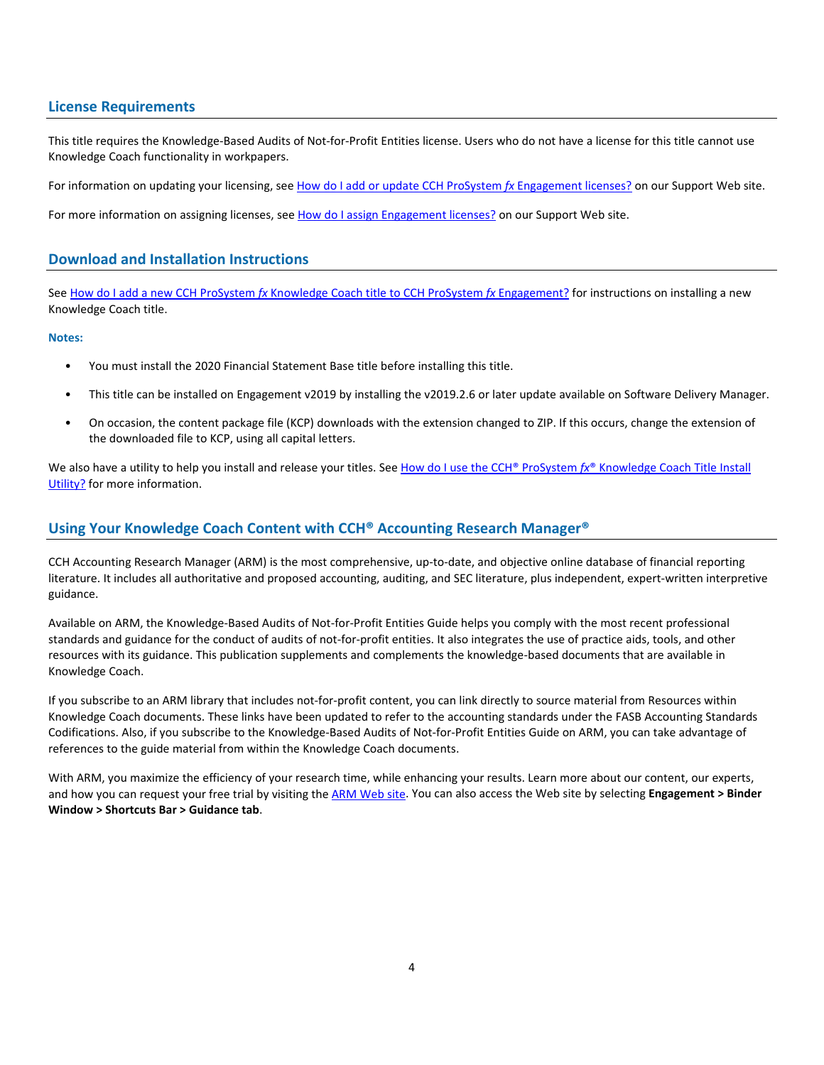## License Requirements

This title requires the Knowledge-Based Audits of Not-for-Profit Entities license. Users who do not have a license for this title cannot use Knowledge Coach functionality in workpapers.

For information on updating your licensing, see [How do I add or update CCH ProSystem *fx* Engagement licenses?] on our Support Web site.

For more information on assigning licenses, see [How do I assign Engagement licenses?] on our Support Web site.

## Download and Installation Instructions

See [How do I add a new CCH ProSystem *fx* Knowledge Coach title to CCH ProSystem *fx* Engagement?] for instructions on installing a new Knowledge Coach title.

**Notes:**

- You must install the 2020 Financial Statement Base title before installing this title.
- This title can be installed on Engagement v2019 by installing the v2019.2.6 or later update available on Software Delivery Manager.
- On occasion, the content package file (KCP) downloads with the extension changed to ZIP. If this occurs, change the extension of the downloaded file to KCP, using all capital letters.

We also have a utility to help you install and release your titles. See [How do I use the CCH® ProSystem *fx*® Knowledge Coach Title Install Utility?] for more information.

## Using Your Knowledge Coach Content with CCH® Accounting Research Manager®

CCH Accounting Research Manager (ARM) is the most comprehensive, up-to-date, and objective online database of financial reporting literature. It includes all authoritative and proposed accounting, auditing, and SEC literature, plus independent, expert-written interpretive guidance.

Available on ARM, the Knowledge-Based Audits of Not-for-Profit Entities Guide helps you comply with the most recent professional standards and guidance for the conduct of audits of not-for-profit entities. It also integrates the use of practice aids, tools, and other resources with its guidance. This publication supplements and complements the knowledge-based documents that are available in Knowledge Coach.

If you subscribe to an ARM library that includes not-for-profit content, you can link directly to source material from Resources within Knowledge Coach documents. These links have been updated to refer to the accounting standards under the FASB Accounting Standards Codifications. Also, if you subscribe to the Knowledge-Based Audits of Not-for-Profit Entities Guide on ARM, you can take advantage of references to the guide material from within the Knowledge Coach documents.

With ARM, you maximize the efficiency of your research time, while enhancing your results. Learn more about our content, our experts, and how you can request your free trial by visiting the [ARM Web site]. You can also access the Web site by selecting **Engagement > Binder Window > Shortcuts Bar > Guidance tab**.